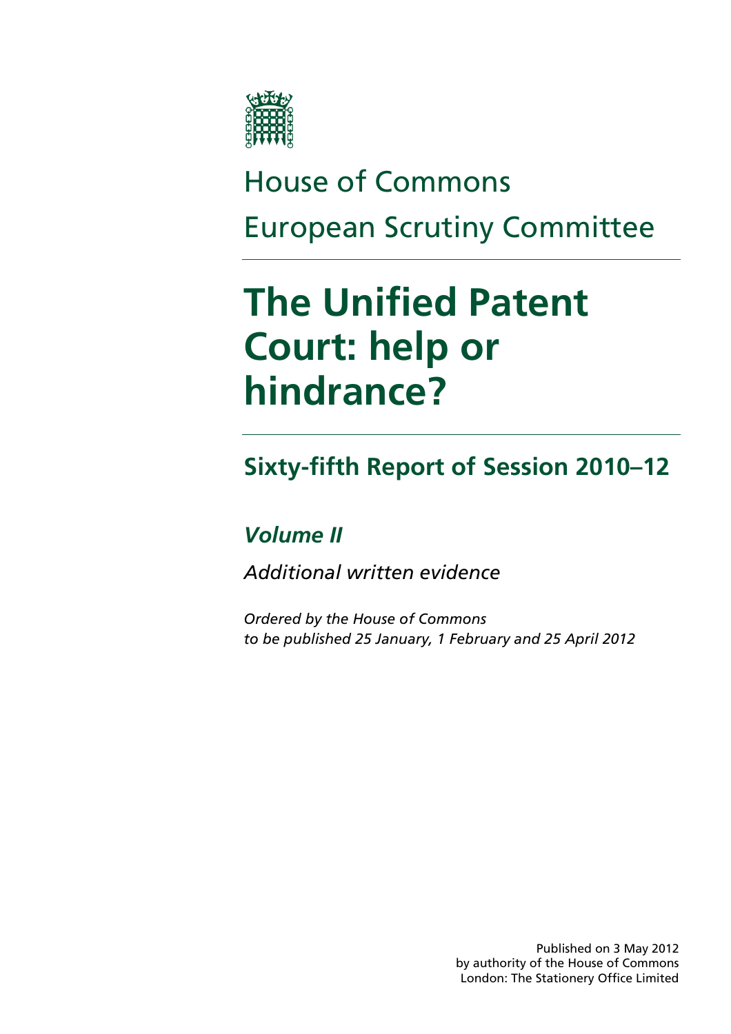House of Commons

European Scrutiny Committee

# The Unified Patent Court: help or hindrance?

## Sixty-fifth Report of Session 2010–12

### *Volume II*

*Additional written evidence*

*Ordered by the House of Commons to be published 25 January, 1 February and 25 April 2012*

Published on 3 May 2012
by authority of the House of Commons
London: The Stationery Office Limited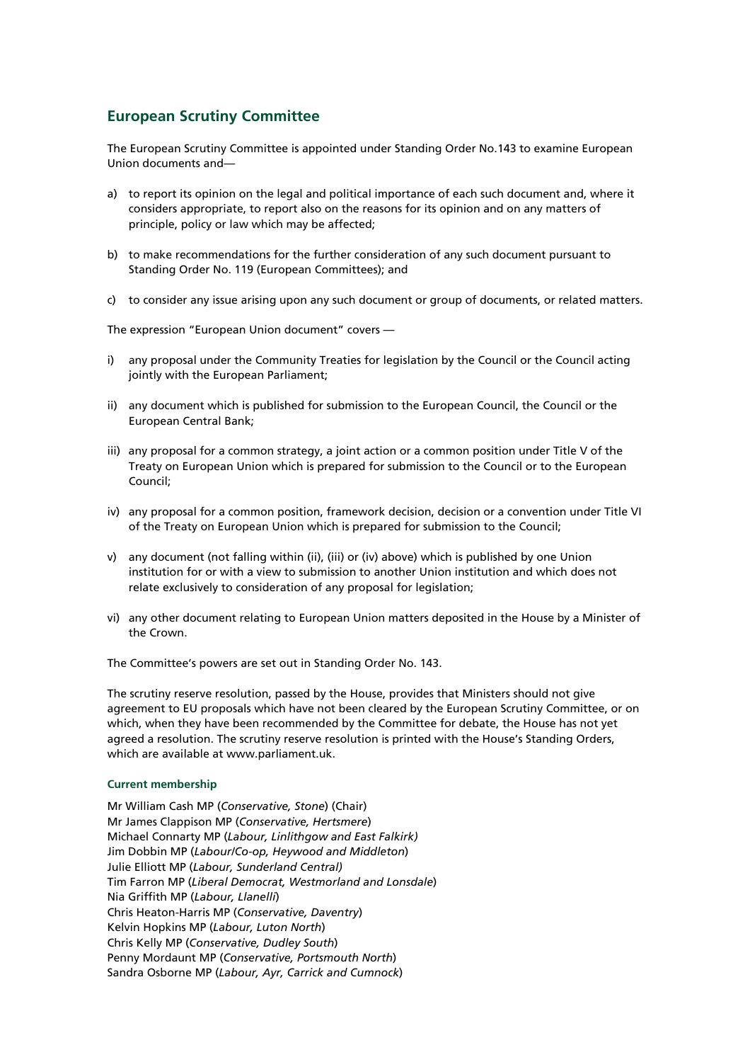## European Scrutiny Committee

The European Scrutiny Committee is appointed under Standing Order No.143 to examine European Union documents and—

a) to report its opinion on the legal and political importance of each such document and, where it considers appropriate, to report also on the reasons for its opinion and on any matters of principle, policy or law which may be affected;

b) to make recommendations for the further consideration of any such document pursuant to Standing Order No. 119 (European Committees); and

c) to consider any issue arising upon any such document or group of documents, or related matters.

The expression "European Union document" covers —

i) any proposal under the Community Treaties for legislation by the Council or the Council acting jointly with the European Parliament;

ii) any document which is published for submission to the European Council, the Council or the European Central Bank;

iii) any proposal for a common strategy, a joint action or a common position under Title V of the Treaty on European Union which is prepared for submission to the Council or to the European Council;

iv) any proposal for a common position, framework decision, decision or a convention under Title VI of the Treaty on European Union which is prepared for submission to the Council;

v) any document (not falling within (ii), (iii) or (iv) above) which is published by one Union institution for or with a view to submission to another Union institution and which does not relate exclusively to consideration of any proposal for legislation;

vi) any other document relating to European Union matters deposited in the House by a Minister of the Crown.

The Committee's powers are set out in Standing Order No. 143.

The scrutiny reserve resolution, passed by the House, provides that Ministers should not give agreement to EU proposals which have not been cleared by the European Scrutiny Committee, or on which, when they have been recommended by the Committee for debate, the House has not yet agreed a resolution. The scrutiny reserve resolution is printed with the House's Standing Orders, which are available at www.parliament.uk.

#### Current membership

Mr William Cash MP (*Conservative, Stone*) (Chair)
Mr James Clappison MP (*Conservative, Hertsmere*)
Michael Connarty MP (*Labour, Linlithgow and East Falkirk)*
Jim Dobbin MP (*Labour/Co-op, Heywood and Middleton*)
Julie Elliott MP (*Labour, Sunderland Central)*
Tim Farron MP (*Liberal Democrat, Westmorland and Lonsdale*)
Nia Griffith MP (*Labour, Llanelli*)
Chris Heaton-Harris MP (*Conservative, Daventry*)
Kelvin Hopkins MP (*Labour, Luton North*)
Chris Kelly MP (*Conservative, Dudley South*)
Penny Mordaunt MP (*Conservative, Portsmouth North*)
Sandra Osborne MP (*Labour, Ayr, Carrick and Cumnock*)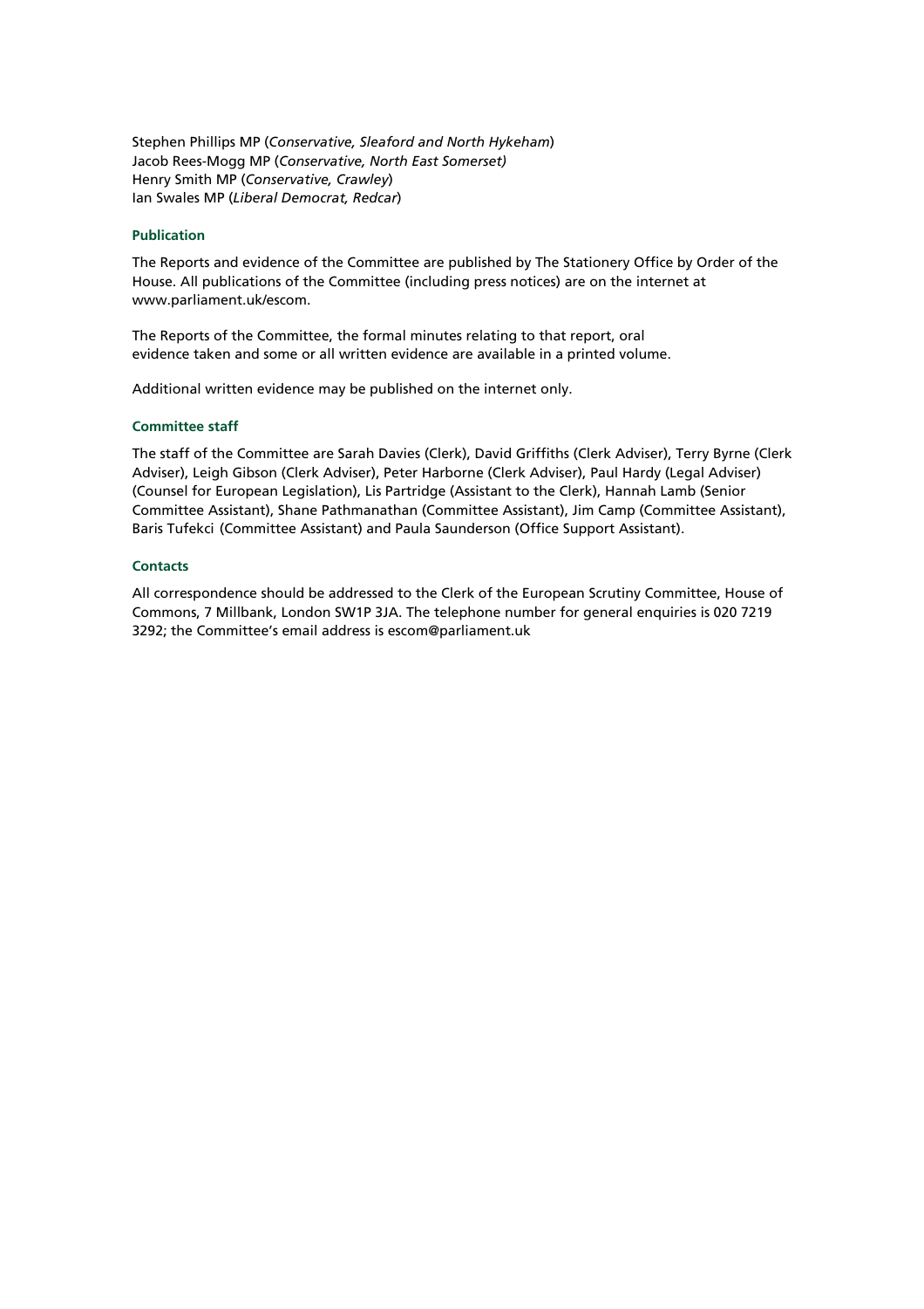Stephen Phillips MP (*Conservative, Sleaford and North Hykeham*)
Jacob Rees-Mogg MP (*Conservative, North East Somerset)*
Henry Smith MP (*Conservative, Crawley*)
Ian Swales MP (*Liberal Democrat, Redcar*)

#### Publication

The Reports and evidence of the Committee are published by The Stationery Office by Order of the House. All publications of the Committee (including press notices) are on the internet at www.parliament.uk/escom.

The Reports of the Committee, the formal minutes relating to that report, oral evidence taken and some or all written evidence are available in a printed volume.

Additional written evidence may be published on the internet only.

#### Committee staff

The staff of the Committee are Sarah Davies (Clerk), David Griffiths (Clerk Adviser), Terry Byrne (Clerk Adviser), Leigh Gibson (Clerk Adviser), Peter Harborne (Clerk Adviser), Paul Hardy (Legal Adviser) (Counsel for European Legislation), Lis Partridge (Assistant to the Clerk), Hannah Lamb (Senior Committee Assistant), Shane Pathmanathan (Committee Assistant), Jim Camp (Committee Assistant), Baris Tufekci (Committee Assistant) and Paula Saunderson (Office Support Assistant).

#### Contacts

All correspondence should be addressed to the Clerk of the European Scrutiny Committee, House of Commons, 7 Millbank, London SW1P 3JA. The telephone number for general enquiries is 020 7219 3292; the Committee's email address is escom@parliament.uk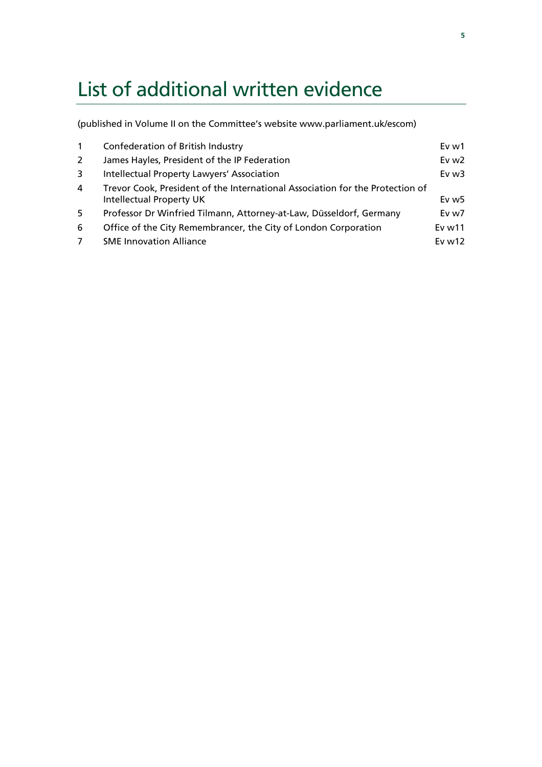# List of additional written evidence

(published in Volume II on the Committee's website www.parliament.uk/escom)

| | | |
|---|---|---|
| 1 | Confederation of British Industry | Ev w1 |
| 2 | James Hayles, President of the IP Federation | Ev w2 |
| 3 | Intellectual Property Lawyers' Association | Ev w3 |
| 4 | Trevor Cook, President of the International Association for the Protection of Intellectual Property UK | Ev w5 |
| 5 | Professor Dr Winfried Tilmann, Attorney-at-Law, Düsseldorf, Germany | Ev w7 |
| 6 | Office of the City Remembrancer, the City of London Corporation | Ev w11 |
| 7 | SME Innovation Alliance | Ev w12 |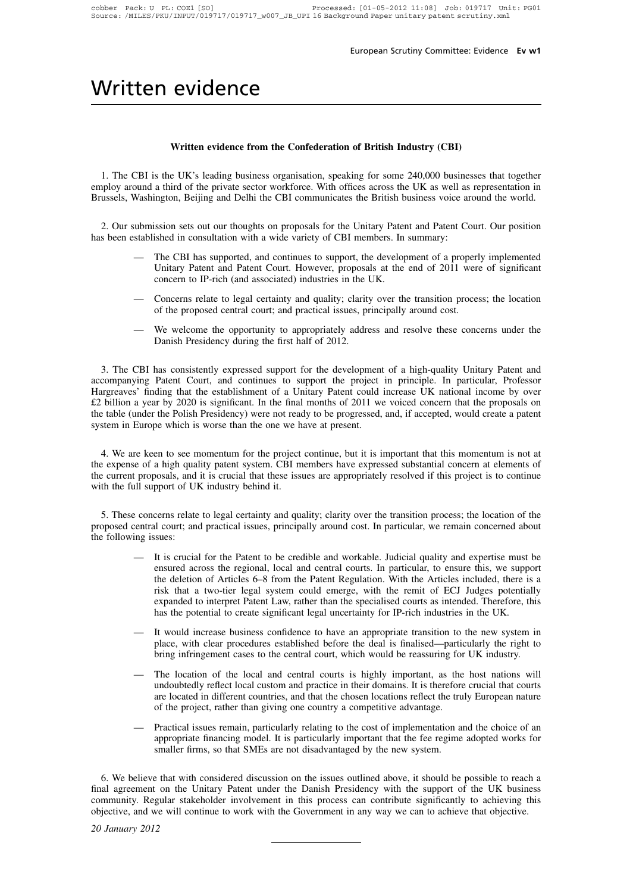# Written evidence

### Written evidence from the Confederation of British Industry (CBI)

1. The CBI is the UK's leading business organisation, speaking for some 240,000 businesses that together employ around a third of the private sector workforce. With offices across the UK as well as representation in Brussels, Washington, Beijing and Delhi the CBI communicates the British business voice around the world.

2. Our submission sets out our thoughts on proposals for the Unitary Patent and Patent Court. Our position has been established in consultation with a wide variety of CBI members. In summary:

- The CBI has supported, and continues to support, the development of a properly implemented Unitary Patent and Patent Court. However, proposals at the end of 2011 were of significant concern to IP-rich (and associated) industries in the UK.
- Concerns relate to legal certainty and quality; clarity over the transition process; the location of the proposed central court; and practical issues, principally around cost.
- We welcome the opportunity to appropriately address and resolve these concerns under the Danish Presidency during the first half of 2012.

3. The CBI has consistently expressed support for the development of a high-quality Unitary Patent and accompanying Patent Court, and continues to support the project in principle. In particular, Professor Hargreaves' finding that the establishment of a Unitary Patent could increase UK national income by over £2 billion a year by 2020 is significant. In the final months of 2011 we voiced concern that the proposals on the table (under the Polish Presidency) were not ready to be progressed, and, if accepted, would create a patent system in Europe which is worse than the one we have at present.

4. We are keen to see momentum for the project continue, but it is important that this momentum is not at the expense of a high quality patent system. CBI members have expressed substantial concern at elements of the current proposals, and it is crucial that these issues are appropriately resolved if this project is to continue with the full support of UK industry behind it.

5. These concerns relate to legal certainty and quality; clarity over the transition process; the location of the proposed central court; and practical issues, principally around cost. In particular, we remain concerned about the following issues:

- It is crucial for the Patent to be credible and workable. Judicial quality and expertise must be ensured across the regional, local and central courts. In particular, to ensure this, we support the deletion of Articles 6–8 from the Patent Regulation. With the Articles included, there is a risk that a two-tier legal system could emerge, with the remit of ECJ Judges potentially expanded to interpret Patent Law, rather than the specialised courts as intended. Therefore, this has the potential to create significant legal uncertainty for IP-rich industries in the UK.
- It would increase business confidence to have an appropriate transition to the new system in place, with clear procedures established before the deal is finalised—particularly the right to bring infringement cases to the central court, which would be reassuring for UK industry.
- The location of the local and central courts is highly important, as the host nations will undoubtedly reflect local custom and practice in their domains. It is therefore crucial that courts are located in different countries, and that the chosen locations reflect the truly European nature of the project, rather than giving one country a competitive advantage.
- Practical issues remain, particularly relating to the cost of implementation and the choice of an appropriate financing model. It is particularly important that the fee regime adopted works for smaller firms, so that SMEs are not disadvantaged by the new system.

6. We believe that with considered discussion on the issues outlined above, it should be possible to reach a final agreement on the Unitary Patent under the Danish Presidency with the support of the UK business community. Regular stakeholder involvement in this process can contribute significantly to achieving this objective, and we will continue to work with the Government in any way we can to achieve that objective.

*20 January 2012*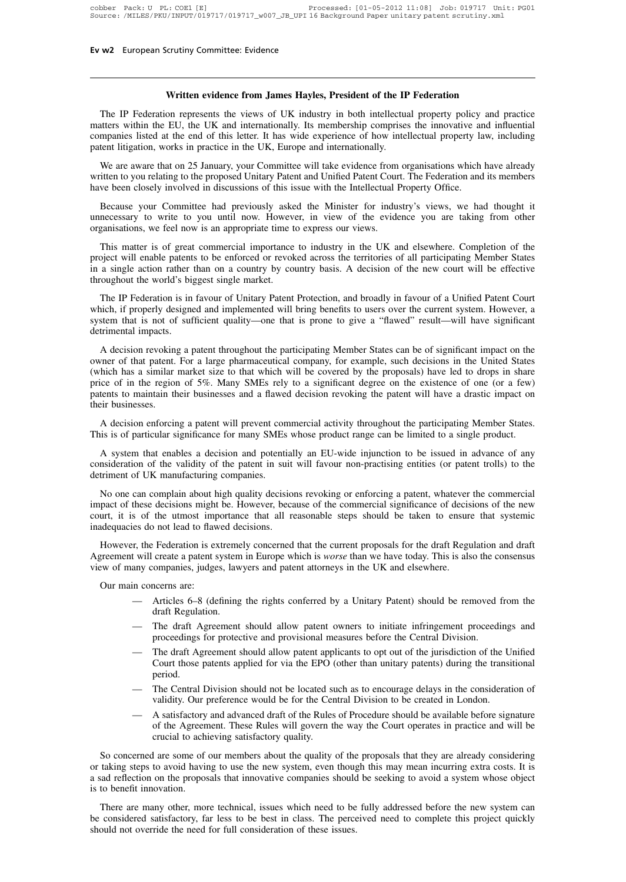## Written evidence from James Hayles, President of the IP Federation

The IP Federation represents the views of UK industry in both intellectual property policy and practice matters within the EU, the UK and internationally. Its membership comprises the innovative and influential companies listed at the end of this letter. It has wide experience of how intellectual property law, including patent litigation, works in practice in the UK, Europe and internationally.

We are aware that on 25 January, your Committee will take evidence from organisations which have already written to you relating to the proposed Unitary Patent and Unified Patent Court. The Federation and its members have been closely involved in discussions of this issue with the Intellectual Property Office.

Because your Committee had previously asked the Minister for industry's views, we had thought it unnecessary to write to you until now. However, in view of the evidence you are taking from other organisations, we feel now is an appropriate time to express our views.

This matter is of great commercial importance to industry in the UK and elsewhere. Completion of the project will enable patents to be enforced or revoked across the territories of all participating Member States in a single action rather than on a country by country basis. A decision of the new court will be effective throughout the world's biggest single market.

The IP Federation is in favour of Unitary Patent Protection, and broadly in favour of a Unified Patent Court which, if properly designed and implemented will bring benefits to users over the current system. However, a system that is not of sufficient quality—one that is prone to give a "flawed" result—will have significant detrimental impacts.

A decision revoking a patent throughout the participating Member States can be of significant impact on the owner of that patent. For a large pharmaceutical company, for example, such decisions in the United States (which has a similar market size to that which will be covered by the proposals) have led to drops in share price of in the region of 5%. Many SMEs rely to a significant degree on the existence of one (or a few) patents to maintain their businesses and a flawed decision revoking the patent will have a drastic impact on their businesses.

A decision enforcing a patent will prevent commercial activity throughout the participating Member States. This is of particular significance for many SMEs whose product range can be limited to a single product.

A system that enables a decision and potentially an EU-wide injunction to be issued in advance of any consideration of the validity of the patent in suit will favour non-practising entities (or patent trolls) to the detriment of UK manufacturing companies.

No one can complain about high quality decisions revoking or enforcing a patent, whatever the commercial impact of these decisions might be. However, because of the commercial significance of decisions of the new court, it is of the utmost importance that all reasonable steps should be taken to ensure that systemic inadequacies do not lead to flawed decisions.

However, the Federation is extremely concerned that the current proposals for the draft Regulation and draft Agreement will create a patent system in Europe which is *worse* than we have today. This is also the consensus view of many companies, judges, lawyers and patent attorneys in the UK and elsewhere.

Our main concerns are:

- Articles 6–8 (defining the rights conferred by a Unitary Patent) should be removed from the draft Regulation.
- The draft Agreement should allow patent owners to initiate infringement proceedings and proceedings for protective and provisional measures before the Central Division.
- The draft Agreement should allow patent applicants to opt out of the jurisdiction of the Unified Court those patents applied for via the EPO (other than unitary patents) during the transitional period.
- The Central Division should not be located such as to encourage delays in the consideration of validity. Our preference would be for the Central Division to be created in London.
- A satisfactory and advanced draft of the Rules of Procedure should be available before signature of the Agreement. These Rules will govern the way the Court operates in practice and will be crucial to achieving satisfactory quality.

So concerned are some of our members about the quality of the proposals that they are already considering or taking steps to avoid having to use the new system, even though this may mean incurring extra costs. It is a sad reflection on the proposals that innovative companies should be seeking to avoid a system whose object is to benefit innovation.

There are many other, more technical, issues which need to be fully addressed before the new system can be considered satisfactory, far less to be best in class. The perceived need to complete this project quickly should not override the need for full consideration of these issues.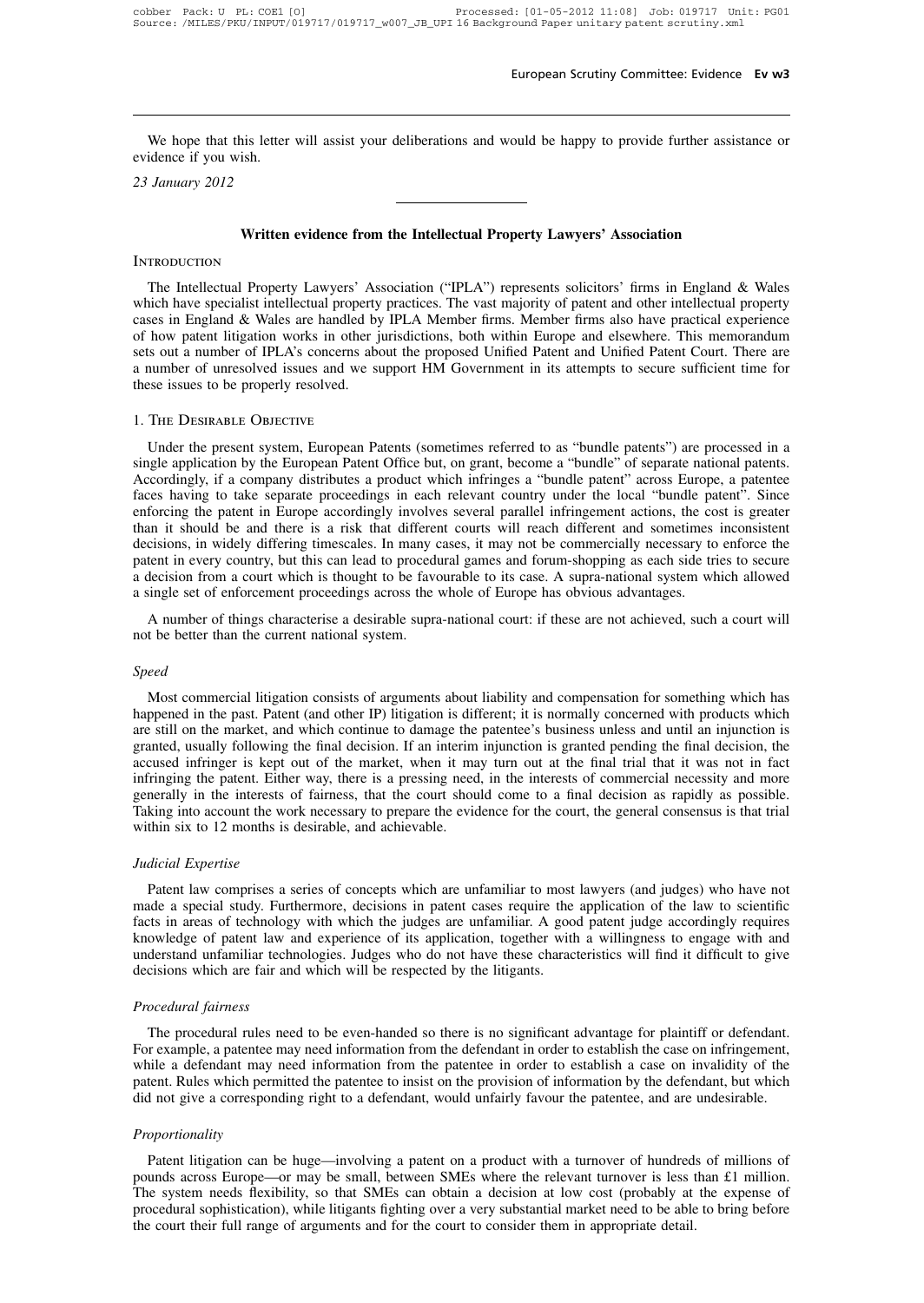We hope that this letter will assist your deliberations and would be happy to provide further assistance or evidence if you wish.

*23 January 2012*

---

## Written evidence from the Intellectual Property Lawyers' Association

### Introduction

The Intellectual Property Lawyers' Association ("IPLA") represents solicitors' firms in England & Wales which have specialist intellectual property practices. The vast majority of patent and other intellectual property cases in England & Wales are handled by IPLA Member firms. Member firms also have practical experience of how patent litigation works in other jurisdictions, both within Europe and elsewhere. This memorandum sets out a number of IPLA's concerns about the proposed Unified Patent and Unified Patent Court. There are a number of unresolved issues and we support HM Government in its attempts to secure sufficient time for these issues to be properly resolved.

### 1. The Desirable Objective

Under the present system, European Patents (sometimes referred to as "bundle patents") are processed in a single application by the European Patent Office but, on grant, become a "bundle" of separate national patents. Accordingly, if a company distributes a product which infringes a "bundle patent" across Europe, a patentee faces having to take separate proceedings in each relevant country under the local "bundle patent". Since enforcing the patent in Europe accordingly involves several parallel infringement actions, the cost is greater than it should be and there is a risk that different courts will reach different and sometimes inconsistent decisions, in widely differing timescales. In many cases, it may not be commercially necessary to enforce the patent in every country, but this can lead to procedural games and forum-shopping as each side tries to secure a decision from a court which is thought to be favourable to its case. A supra-national system which allowed a single set of enforcement proceedings across the whole of Europe has obvious advantages.

A number of things characterise a desirable supra-national court: if these are not achieved, such a court will not be better than the current national system.

#### *Speed*

Most commercial litigation consists of arguments about liability and compensation for something which has happened in the past. Patent (and other IP) litigation is different; it is normally concerned with products which are still on the market, and which continue to damage the patentee's business unless and until an injunction is granted, usually following the final decision. If an interim injunction is granted pending the final decision, the accused infringer is kept out of the market, when it may turn out at the final trial that it was not in fact infringing the patent. Either way, there is a pressing need, in the interests of commercial necessity and more generally in the interests of fairness, that the court should come to a final decision as rapidly as possible. Taking into account the work necessary to prepare the evidence for the court, the general consensus is that trial within six to 12 months is desirable, and achievable.

#### *Judicial Expertise*

Patent law comprises a series of concepts which are unfamiliar to most lawyers (and judges) who have not made a special study. Furthermore, decisions in patent cases require the application of the law to scientific facts in areas of technology with which the judges are unfamiliar. A good patent judge accordingly requires knowledge of patent law and experience of its application, together with a willingness to engage with and understand unfamiliar technologies. Judges who do not have these characteristics will find it difficult to give decisions which are fair and which will be respected by the litigants.

#### *Procedural fairness*

The procedural rules need to be even-handed so there is no significant advantage for plaintiff or defendant. For example, a patentee may need information from the defendant in order to establish the case on infringement, while a defendant may need information from the patentee in order to establish a case on invalidity of the patent. Rules which permitted the patentee to insist on the provision of information by the defendant, but which did not give a corresponding right to a defendant, would unfairly favour the patentee, and are undesirable.

#### *Proportionality*

Patent litigation can be huge—involving a patent on a product with a turnover of hundreds of millions of pounds across Europe—or may be small, between SMEs where the relevant turnover is less than £1 million. The system needs flexibility, so that SMEs can obtain a decision at low cost (probably at the expense of procedural sophistication), while litigants fighting over a very substantial market need to be able to bring before the court their full range of arguments and for the court to consider them in appropriate detail.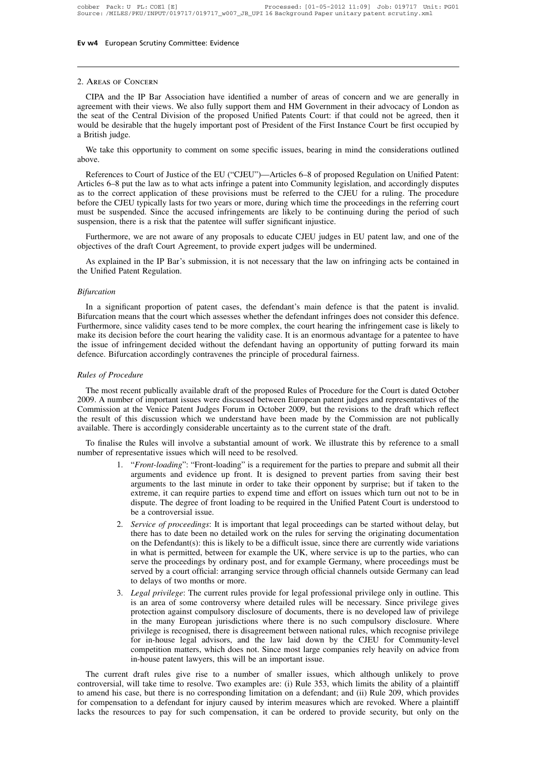## 2. Areas of Concern

CIPA and the IP Bar Association have identified a number of areas of concern and we are generally in agreement with their views. We also fully support them and HM Government in their advocacy of London as the seat of the Central Division of the proposed Unified Patents Court: if that could not be agreed, then it would be desirable that the hugely important post of President of the First Instance Court be first occupied by a British judge.

We take this opportunity to comment on some specific issues, bearing in mind the considerations outlined above.

References to Court of Justice of the EU ("CJEU")—Articles 6–8 of proposed Regulation on Unified Patent: Articles 6–8 put the law as to what acts infringe a patent into Community legislation, and accordingly disputes as to the correct application of these provisions must be referred to the CJEU for a ruling. The procedure before the CJEU typically lasts for two years or more, during which time the proceedings in the referring court must be suspended. Since the accused infringements are likely to be continuing during the period of such suspension, there is a risk that the patentee will suffer significant injustice.

Furthermore, we are not aware of any proposals to educate CJEU judges in EU patent law, and one of the objectives of the draft Court Agreement, to provide expert judges will be undermined.

As explained in the IP Bar's submission, it is not necessary that the law on infringing acts be contained in the Unified Patent Regulation.

### *Bifurcation*

In a significant proportion of patent cases, the defendant's main defence is that the patent is invalid. Bifurcation means that the court which assesses whether the defendant infringes does not consider this defence. Furthermore, since validity cases tend to be more complex, the court hearing the infringement case is likely to make its decision before the court hearing the validity case. It is an enormous advantage for a patentee to have the issue of infringement decided without the defendant having an opportunity of putting forward its main defence. Bifurcation accordingly contravenes the principle of procedural fairness.

### *Rules of Procedure*

The most recent publically available draft of the proposed Rules of Procedure for the Court is dated October 2009. A number of important issues were discussed between European patent judges and representatives of the Commission at the Venice Patent Judges Forum in October 2009, but the revisions to the draft which reflect the result of this discussion which we understand have been made by the Commission are not publically available. There is accordingly considerable uncertainty as to the current state of the draft.

To finalise the Rules will involve a substantial amount of work. We illustrate this by reference to a small number of representative issues which will need to be resolved.

1. "*Front-loading*": "Front-loading" is a requirement for the parties to prepare and submit all their arguments and evidence up front. It is designed to prevent parties from saving their best arguments to the last minute in order to take their opponent by surprise; but if taken to the extreme, it can require parties to expend time and effort on issues which turn out not to be in dispute. The degree of front loading to be required in the Unified Patent Court is understood to be a controversial issue.
2. *Service of proceedings*: It is important that legal proceedings can be started without delay, but there has to date been no detailed work on the rules for serving the originating documentation on the Defendant(s): this is likely to be a difficult issue, since there are currently wide variations in what is permitted, between for example the UK, where service is up to the parties, who can serve the proceedings by ordinary post, and for example Germany, where proceedings must be served by a court official: arranging service through official channels outside Germany can lead to delays of two months or more.
3. *Legal privilege*: The current rules provide for legal professional privilege only in outline. This is an area of some controversy where detailed rules will be necessary. Since privilege gives protection against compulsory disclosure of documents, there is no developed law of privilege in the many European jurisdictions where there is no such compulsory disclosure. Where privilege is recognised, there is disagreement between national rules, which recognise privilege for in-house legal advisors, and the law laid down by the CJEU for Community-level competition matters, which does not. Since most large companies rely heavily on advice from in-house patent lawyers, this will be an important issue.

The current draft rules give rise to a number of smaller issues, which although unlikely to prove controversial, will take time to resolve. Two examples are: (i) Rule 353, which limits the ability of a plaintiff to amend his case, but there is no corresponding limitation on a defendant; and (ii) Rule 209, which provides for compensation to a defendant for injury caused by interim measures which are revoked. Where a plaintiff lacks the resources to pay for such compensation, it can be ordered to provide security, but only on the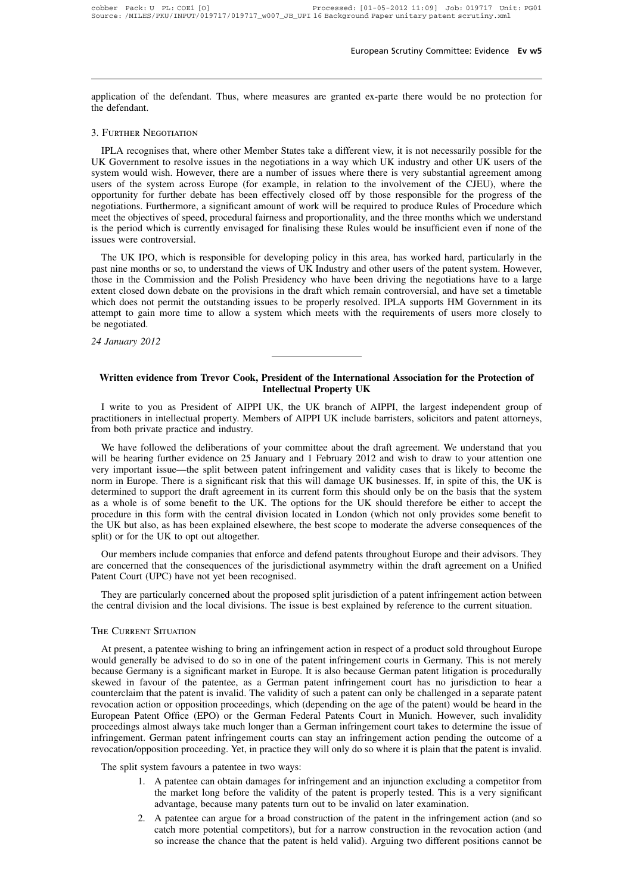application of the defendant. Thus, where measures are granted ex-parte there would be no protection for the defendant.

### 3. Further Negotiation

IPLA recognises that, where other Member States take a different view, it is not necessarily possible for the UK Government to resolve issues in the negotiations in a way which UK industry and other UK users of the system would wish. However, there are a number of issues where there is very substantial agreement among users of the system across Europe (for example, in relation to the involvement of the CJEU), where the opportunity for further debate has been effectively closed off by those responsible for the progress of the negotiations. Furthermore, a significant amount of work will be required to produce Rules of Procedure which meet the objectives of speed, procedural fairness and proportionality, and the three months which we understand is the period which is currently envisaged for finalising these Rules would be insufficient even if none of the issues were controversial.

The UK IPO, which is responsible for developing policy in this area, has worked hard, particularly in the past nine months or so, to understand the views of UK Industry and other users of the patent system. However, those in the Commission and the Polish Presidency who have been driving the negotiations have to a large extent closed down debate on the provisions in the draft which remain controversial, and have set a timetable which does not permit the outstanding issues to be properly resolved. IPLA supports HM Government in its attempt to gain more time to allow a system which meets with the requirements of users more closely to be negotiated.

*24 January 2012*

---

## Written evidence from Trevor Cook, President of the International Association for the Protection of Intellectual Property UK

I write to you as President of AIPPI UK, the UK branch of AIPPI, the largest independent group of practitioners in intellectual property. Members of AIPPI UK include barristers, solicitors and patent attorneys, from both private practice and industry.

We have followed the deliberations of your committee about the draft agreement. We understand that you will be hearing further evidence on 25 January and 1 February 2012 and wish to draw to your attention one very important issue—the split between patent infringement and validity cases that is likely to become the norm in Europe. There is a significant risk that this will damage UK businesses. If, in spite of this, the UK is determined to support the draft agreement in its current form this should only be on the basis that the system as a whole is of some benefit to the UK. The options for the UK should therefore be either to accept the procedure in this form with the central division located in London (which not only provides some benefit to the UK but also, as has been explained elsewhere, the best scope to moderate the adverse consequences of the split) or for the UK to opt out altogether.

Our members include companies that enforce and defend patents throughout Europe and their advisors. They are concerned that the consequences of the jurisdictional asymmetry within the draft agreement on a Unified Patent Court (UPC) have not yet been recognised.

They are particularly concerned about the proposed split jurisdiction of a patent infringement action between the central division and the local divisions. The issue is best explained by reference to the current situation.

### The Current Situation

At present, a patentee wishing to bring an infringement action in respect of a product sold throughout Europe would generally be advised to do so in one of the patent infringement courts in Germany. This is not merely because Germany is a significant market in Europe. It is also because German patent litigation is procedurally skewed in favour of the patentee, as a German patent infringement court has no jurisdiction to hear a counterclaim that the patent is invalid. The validity of such a patent can only be challenged in a separate patent revocation action or opposition proceedings, which (depending on the age of the patent) would be heard in the European Patent Office (EPO) or the German Federal Patents Court in Munich. However, such invalidity proceedings almost always take much longer than a German infringement court takes to determine the issue of infringement. German patent infringement courts can stay an infringement action pending the outcome of a revocation/opposition proceeding. Yet, in practice they will only do so where it is plain that the patent is invalid.

The split system favours a patentee in two ways:

1. A patentee can obtain damages for infringement and an injunction excluding a competitor from the market long before the validity of the patent is properly tested. This is a very significant advantage, because many patents turn out to be invalid on later examination.
2. A patentee can argue for a broad construction of the patent in the infringement action (and so catch more potential competitors), but for a narrow construction in the revocation action (and so increase the chance that the patent is held valid). Arguing two different positions cannot be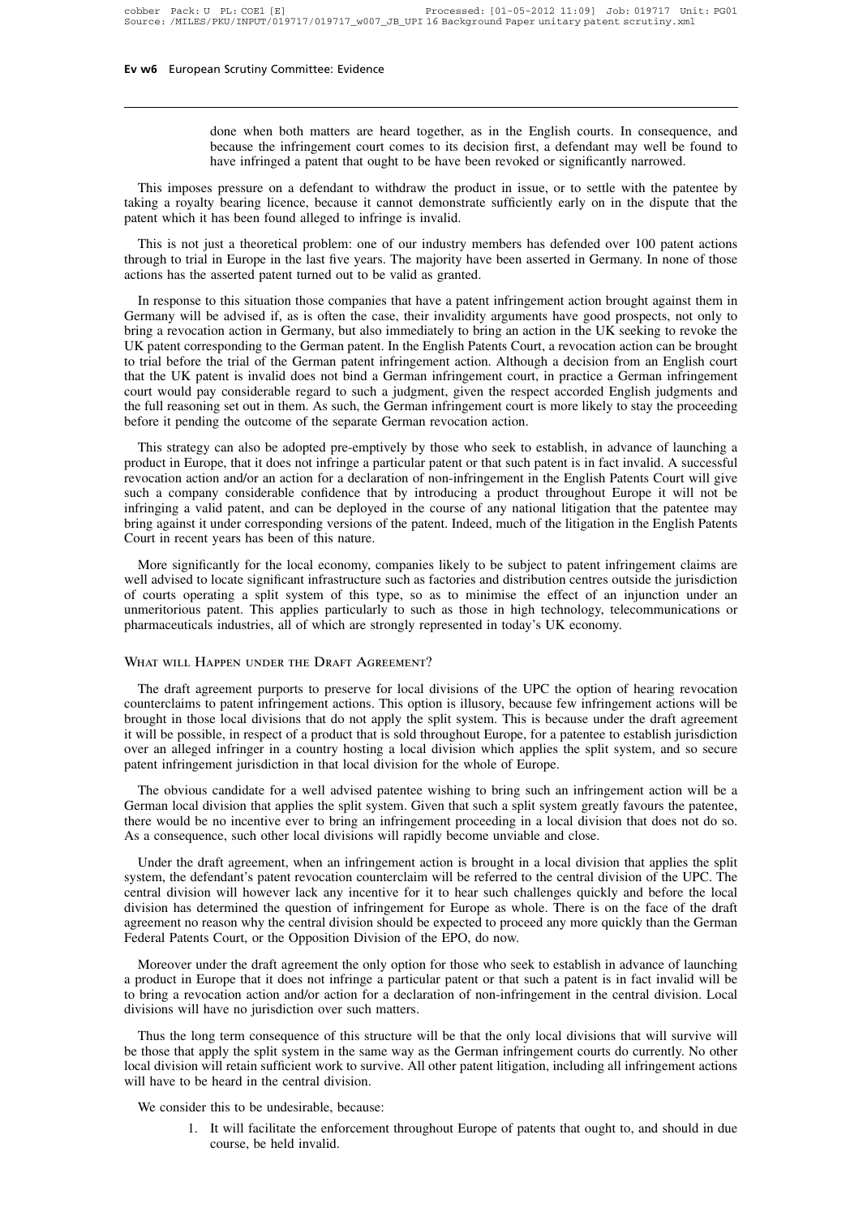done when both matters are heard together, as in the English courts. In consequence, and because the infringement court comes to its decision first, a defendant may well be found to have infringed a patent that ought to be have been revoked or significantly narrowed.

This imposes pressure on a defendant to withdraw the product in issue, or to settle with the patentee by taking a royalty bearing licence, because it cannot demonstrate sufficiently early on in the dispute that the patent which it has been found alleged to infringe is invalid.

This is not just a theoretical problem: one of our industry members has defended over 100 patent actions through to trial in Europe in the last five years. The majority have been asserted in Germany. In none of those actions has the asserted patent turned out to be valid as granted.

In response to this situation those companies that have a patent infringement action brought against them in Germany will be advised if, as is often the case, their invalidity arguments have good prospects, not only to bring a revocation action in Germany, but also immediately to bring an action in the UK seeking to revoke the UK patent corresponding to the German patent. In the English Patents Court, a revocation action can be brought to trial before the trial of the German patent infringement action. Although a decision from an English court that the UK patent is invalid does not bind a German infringement court, in practice a German infringement court would pay considerable regard to such a judgment, given the respect accorded English judgments and the full reasoning set out in them. As such, the German infringement court is more likely to stay the proceeding before it pending the outcome of the separate German revocation action.

This strategy can also be adopted pre-emptively by those who seek to establish, in advance of launching a product in Europe, that it does not infringe a particular patent or that such patent is in fact invalid. A successful revocation action and/or an action for a declaration of non-infringement in the English Patents Court will give such a company considerable confidence that by introducing a product throughout Europe it will not be infringing a valid patent, and can be deployed in the course of any national litigation that the patentee may bring against it under corresponding versions of the patent. Indeed, much of the litigation in the English Patents Court in recent years has been of this nature.

More significantly for the local economy, companies likely to be subject to patent infringement claims are well advised to locate significant infrastructure such as factories and distribution centres outside the jurisdiction of courts operating a split system of this type, so as to minimise the effect of an injunction under an unmeritorious patent. This applies particularly to such as those in high technology, telecommunications or pharmaceuticals industries, all of which are strongly represented in today's UK economy.

## What will Happen under the Draft Agreement?

The draft agreement purports to preserve for local divisions of the UPC the option of hearing revocation counterclaims to patent infringement actions. This option is illusory, because few infringement actions will be brought in those local divisions that do not apply the split system. This is because under the draft agreement it will be possible, in respect of a product that is sold throughout Europe, for a patentee to establish jurisdiction over an alleged infringer in a country hosting a local division which applies the split system, and so secure patent infringement jurisdiction in that local division for the whole of Europe.

The obvious candidate for a well advised patentee wishing to bring such an infringement action will be a German local division that applies the split system. Given that such a split system greatly favours the patentee, there would be no incentive ever to bring an infringement proceeding in a local division that does not do so. As a consequence, such other local divisions will rapidly become unviable and close.

Under the draft agreement, when an infringement action is brought in a local division that applies the split system, the defendant's patent revocation counterclaim will be referred to the central division of the UPC. The central division will however lack any incentive for it to hear such challenges quickly and before the local division has determined the question of infringement for Europe as whole. There is on the face of the draft agreement no reason why the central division should be expected to proceed any more quickly than the German Federal Patents Court, or the Opposition Division of the EPO, do now.

Moreover under the draft agreement the only option for those who seek to establish in advance of launching a product in Europe that it does not infringe a particular patent or that such a patent is in fact invalid will be to bring a revocation action and/or action for a declaration of non-infringement in the central division. Local divisions will have no jurisdiction over such matters.

Thus the long term consequence of this structure will be that the only local divisions that will survive will be those that apply the split system in the same way as the German infringement courts do currently. No other local division will retain sufficient work to survive. All other patent litigation, including all infringement actions will have to be heard in the central division.

We consider this to be undesirable, because:

1. It will facilitate the enforcement throughout Europe of patents that ought to, and should in due course, be held invalid.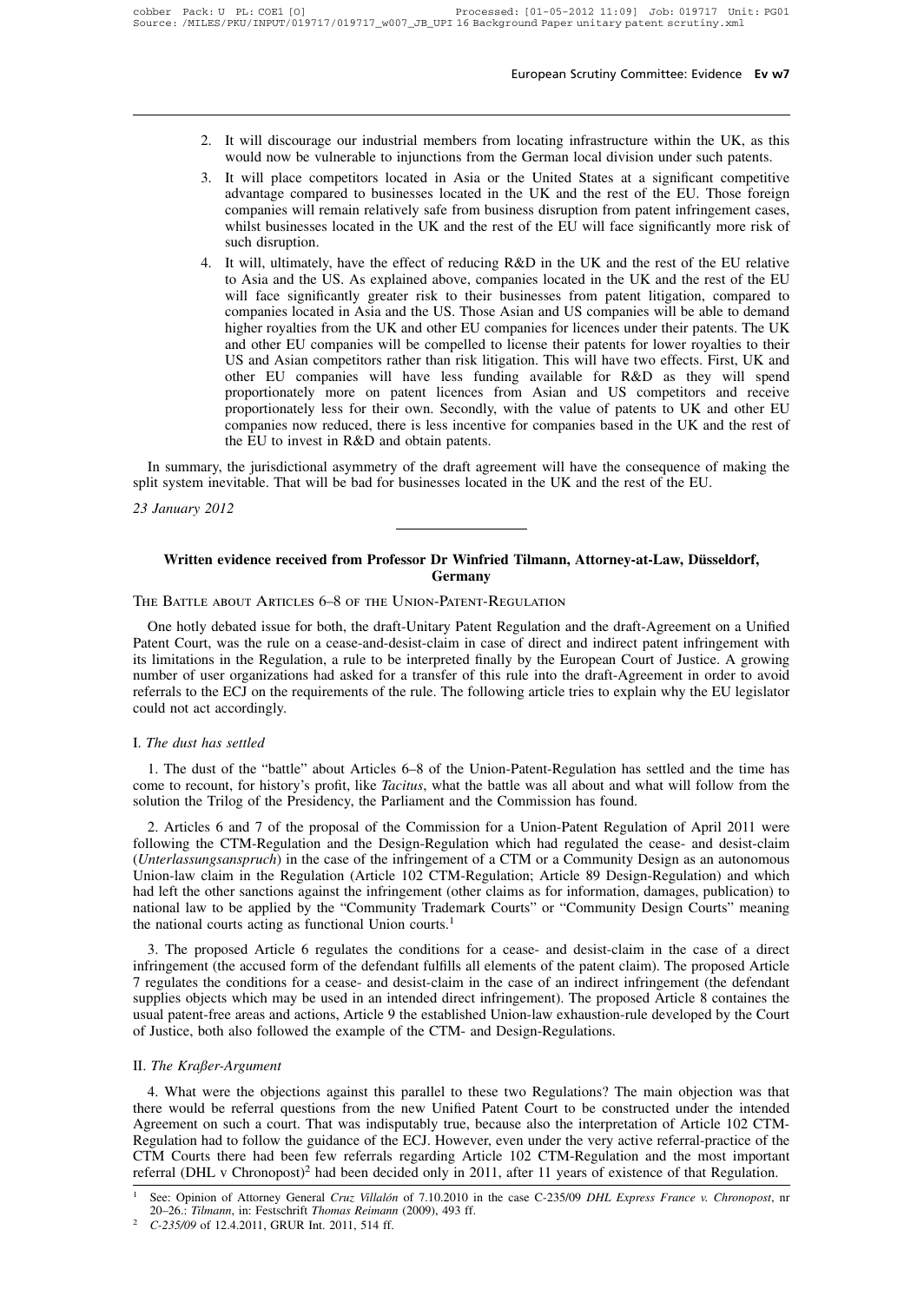2. It will discourage our industrial members from locating infrastructure within the UK, as this would now be vulnerable to injunctions from the German local division under such patents.
3. It will place competitors located in Asia or the United States at a significant competitive advantage compared to businesses located in the UK and the rest of the EU. Those foreign companies will remain relatively safe from business disruption from patent infringement cases, whilst businesses located in the UK and the rest of the EU will face significantly more risk of such disruption.
4. It will, ultimately, have the effect of reducing R&D in the UK and the rest of the EU relative to Asia and the US. As explained above, companies located in the UK and the rest of the EU will face significantly greater risk to their businesses from patent litigation, compared to companies located in Asia and the US. Those Asian and US companies will be able to demand higher royalties from the UK and other EU companies for licences under their patents. The UK and other EU companies will be compelled to license their patents for lower royalties to their US and Asian competitors rather than risk litigation. This will have two effects. First, UK and other EU companies will have less funding available for R&D as they will spend proportionately more on patent licences from Asian and US competitors and receive proportionately less for their own. Secondly, with the value of patents to UK and other EU companies now reduced, there is less incentive for companies based in the UK and the rest of the EU to invest in R&D and obtain patents.

In summary, the jurisdictional asymmetry of the draft agreement will have the consequence of making the split system inevitable. That will be bad for businesses located in the UK and the rest of the EU.

*23 January 2012*

---

## Written evidence received from Professor Dr Winfried Tilmann, Attorney-at-Law, Düsseldorf, Germany

### The Battle about Articles 6–8 of the Union-Patent-Regulation

One hotly debated issue for both, the draft-Unitary Patent Regulation and the draft-Agreement on a Unified Patent Court, was the rule on a cease-and-desist-claim in case of direct and indirect patent infringement with its limitations in the Regulation, a rule to be interpreted finally by the European Court of Justice. A growing number of user organizations had asked for a transfer of this rule into the draft-Agreement in order to avoid referrals to the ECJ on the requirements of the rule. The following article tries to explain why the EU legislator could not act accordingly.

#### I. *The dust has settled*

1. The dust of the "battle" about Articles 6–8 of the Union-Patent-Regulation has settled and the time has come to recount, for history's profit, like *Tacitus*, what the battle was all about and what will follow from the solution the Trilog of the Presidency, the Parliament and the Commission has found.

2. Articles 6 and 7 of the proposal of the Commission for a Union-Patent Regulation of April 2011 were following the CTM-Regulation and the Design-Regulation which had regulated the cease- and desist-claim (*Unterlassungsanspruch*) in the case of the infringement of a CTM or a Community Design as an autonomous Union-law claim in the Regulation (Article 102 CTM-Regulation; Article 89 Design-Regulation) and which had left the other sanctions against the infringement (other claims as for information, damages, publication) to national law to be applied by the "Community Trademark Courts" or "Community Design Courts" meaning the national courts acting as functional Union courts.[1]

3. The proposed Article 6 regulates the conditions for a cease- and desist-claim in the case of a direct infringement (the accused form of the defendant fulfills all elements of the patent claim). The proposed Article 7 regulates the conditions for a cease- and desist-claim in the case of an indirect infringement (the defendant supplies objects which may be used in an intended direct infringement). The proposed Article 8 containes the usual patent-free areas and actions, Article 9 the established Union-law exhaustion-rule developed by the Court of Justice, both also followed the example of the CTM- and Design-Regulations.

#### II. *The Kraßer-Argument*

4. What were the objections against this parallel to these two Regulations? The main objection was that there would be referral questions from the new Unified Patent Court to be constructed under the intended Agreement on such a court. That was indisputably true, because also the interpretation of Article 102 CTM-Regulation had to follow the guidance of the ECJ. However, even under the very active referral-practice of the CTM Courts there had been few referrals regarding Article 102 CTM-Regulation and the most important referral (DHL v Chronopost)[2] had been decided only in 2011, after 11 years of existence of that Regulation.

---

[1] See: Opinion of Attorney General *Cruz Villalón* of 7.10.2010 in the case C-235/09 *DHL Express France v. Chronopost*, nr 20–26.: *Tilmann*, in: Festschrift *Thomas Reimann* (2009), 493 ff.

[2] *C-235/09* of 12.4.2011, GRUR Int. 2011, 514 ff.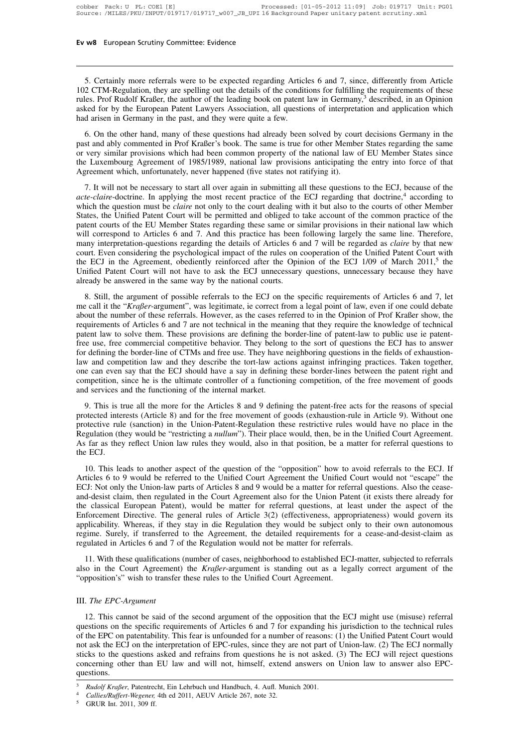5. Certainly more referrals were to be expected regarding Articles 6 and 7, since, differently from Article 102 CTM-Regulation, they are spelling out the details of the conditions for fulfilling the requirements of these rules. Prof Rudolf Kraßer, the author of the leading book on patent law in Germany,[3] described, in an Opinion asked for by the European Patent Lawyers Association, all questions of interpretation and application which had arisen in Germany in the past, and they were quite a few.

6. On the other hand, many of these questions had already been solved by court decisions Germany in the past and ably commented in Prof Kraßer's book. The same is true for other Member States regarding the same or very similar provisions which had been common property of the national law of EU Member States since the Luxembourg Agreement of 1985/1989, national law provisions anticipating the entry into force of that Agreement which, unfortunately, never happened (five states not ratifying it).

7. It will not be necessary to start all over again in submitting all these questions to the ECJ, because of the *acte-claire*-doctrine. In applying the most recent practice of the ECJ regarding that doctrine,[4] according to which the question must be *claire* not only to the court dealing with it but also to the courts of other Member States, the Unified Patent Court will be permitted and obliged to take account of the common practice of the patent courts of the EU Member States regarding these same or similar provisions in their national law which will correspond to Articles 6 and 7. And this practice has been following largely the same line. Therefore, many interpretation-questions regarding the details of Articles 6 and 7 will be regarded as *claire* by that new court. Even considering the psychological impact of the rules on cooperation of the Unified Patent Court with the ECJ in the Agreement, obediently reinforced after the Opinion of the ECJ 1/09 of March 2011,[5] the Unified Patent Court will not have to ask the ECJ unnecessary questions, unnecessary because they have already be answered in the same way by the national courts.

8. Still, the argument of possible referrals to the ECJ on the specific requirements of Articles 6 and 7, let me call it the "*Kraßer*-argument", was legitimate, ie correct from a legal point of law, even if one could debate about the number of these referrals. However, as the cases referred to in the Opinion of Prof Kraßer show, the requirements of Articles 6 and 7 are not technical in the meaning that they require the knowledge of technical patent law to solve them. These provisions are defining the border-line of patent-law to public use ie patent-free use, free commercial competitive behavior. They belong to the sort of questions the ECJ has to answer for defining the border-line of CTMs and free use. They have neighboring questions in the fields of exhaustion-law and competition law and they describe the tort-law actions against infringing practices. Taken together, one can even say that the ECJ should have a say in defining these border-lines between the patent right and competition, since he is the ultimate controller of a functioning competition, of the free movement of goods and services and the functioning of the internal market.

9. This is true all the more for the Articles 8 and 9 defining the patent-free acts for the reasons of special protected interests (Article 8) and for the free movement of goods (exhaustion-rule in Article 9). Without one protective rule (sanction) in the Union-Patent-Regulation these restrictive rules would have no place in the Regulation (they would be "restricting a *nullum*"). Their place would, then, be in the Unified Court Agreement. As far as they reflect Union law rules they would, also in that position, be a matter for referral questions to the ECJ.

10. This leads to another aspect of the question of the "opposition" how to avoid referrals to the ECJ. If Articles 6 to 9 would be referred to the Unified Court Agreement the Unified Court would not "escape" the ECJ: Not only the Union-law parts of Articles 8 and 9 would be a matter for referral questions. Also the cease-and-desist claim, then regulated in the Court Agreement also for the Union Patent (it exists there already for the classical European Patent), would be matter for referral questions, at least under the aspect of the Enforcement Directive. The general rules of Article 3(2) (effectiveness, appropriateness) would govern its applicability. Whereas, if they stay in die Regulation they would be subject only to their own autonomous regime. Surely, if transferred to the Agreement, the detailed requirements for a cease-and-desist-claim as regulated in Articles 6 and 7 of the Regulation would not be matter for referrals.

11. With these qualifications (number of cases, neighborhood to established ECJ-matter, subjected to referrals also in the Court Agreement) the *Kraßer*-argument is standing out as a legally correct argument of the "opposition's" wish to transfer these rules to the Unified Court Agreement.

### III. *The EPC-Argument*

12. This cannot be said of the second argument of the opposition that the ECJ might use (misuse) referral questions on the specific requirements of Articles 6 and 7 for expanding his jurisdiction to the technical rules of the EPC on patentability. This fear is unfounded for a number of reasons: (1) the Unified Patent Court would not ask the ECJ on the interpretation of EPC-rules, since they are not part of Union-law. (2) The ECJ normally sticks to the questions asked and refrains from questions he is not asked. (3) The ECJ will reject questions concerning other than EU law and will not, himself, extend answers on Union law to answer also EPC-questions.

---

[3] *Rudolf Kraßer*, Patentrecht, Ein Lehrbuch und Handbuch, 4. Aufl. Munich 2001.

[4] *Callies/Ruffert-Wegener,* 4th ed 2011, AEUV Article 267, note 32.

[5] GRUR Int. 2011, 309 ff.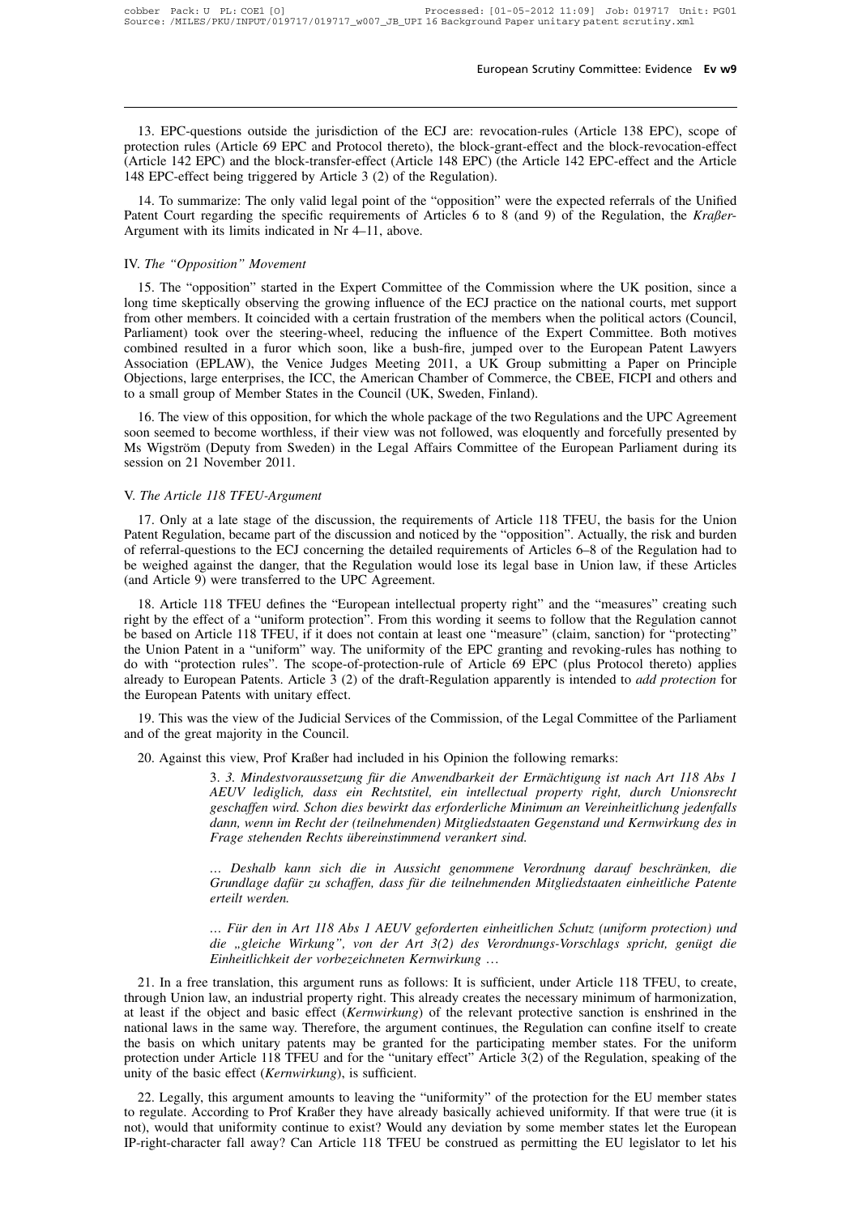13. EPC-questions outside the jurisdiction of the ECJ are: revocation-rules (Article 138 EPC), scope of protection rules (Article 69 EPC and Protocol thereto), the block-grant-effect and the block-revocation-effect (Article 142 EPC) and the block-transfer-effect (Article 148 EPC) (the Article 142 EPC-effect and the Article 148 EPC-effect being triggered by Article 3 (2) of the Regulation).

14. To summarize: The only valid legal point of the "opposition" were the expected referrals of the Unified Patent Court regarding the specific requirements of Articles 6 to 8 (and 9) of the Regulation, the *Kraßer*-Argument with its limits indicated in Nr 4–11, above.

## IV. *The "Opposition" Movement*

15. The "opposition" started in the Expert Committee of the Commission where the UK position, since a long time skeptically observing the growing influence of the ECJ practice on the national courts, met support from other members. It coincided with a certain frustration of the members when the political actors (Council, Parliament) took over the steering-wheel, reducing the influence of the Expert Committee. Both motives combined resulted in a furor which soon, like a bush-fire, jumped over to the European Patent Lawyers Association (EPLAW), the Venice Judges Meeting 2011, a UK Group submitting a Paper on Principle Objections, large enterprises, the ICC, the American Chamber of Commerce, the CBEE, FICPI and others and to a small group of Member States in the Council (UK, Sweden, Finland).

16. The view of this opposition, for which the whole package of the two Regulations and the UPC Agreement soon seemed to become worthless, if their view was not followed, was eloquently and forcefully presented by Ms Wigström (Deputy from Sweden) in the Legal Affairs Committee of the European Parliament during its session on 21 November 2011.

## V. *The Article 118 TFEU-Argument*

17. Only at a late stage of the discussion, the requirements of Article 118 TFEU, the basis for the Union Patent Regulation, became part of the discussion and noticed by the "opposition". Actually, the risk and burden of referral-questions to the ECJ concerning the detailed requirements of Articles 6–8 of the Regulation had to be weighed against the danger, that the Regulation would lose its legal base in Union law, if these Articles (and Article 9) were transferred to the UPC Agreement.

18. Article 118 TFEU defines the "European intellectual property right" and the "measures" creating such right by the effect of a "uniform protection". From this wording it seems to follow that the Regulation cannot be based on Article 118 TFEU, if it does not contain at least one "measure" (claim, sanction) for "protecting" the Union Patent in a "uniform" way. The uniformity of the EPC granting and revoking-rules has nothing to do with "protection rules". The scope-of-protection-rule of Article 69 EPC (plus Protocol thereto) applies already to European Patents. Article 3 (2) of the draft-Regulation apparently is intended to *add protection* for the European Patents with unitary effect.

19. This was the view of the Judicial Services of the Commission, of the Legal Committee of the Parliament and of the great majority in the Council.

20. Against this view, Prof Kraßer had included in his Opinion the following remarks:

> 3. *3. Mindestvoraussetzung für die Anwendbarkeit der Ermächtigung ist nach Art 118 Abs 1 AEUV lediglich, dass ein Rechtstitel, ein intellectual property right, durch Unionsrecht geschaffen wird. Schon dies bewirkt das erforderliche Minimum an Vereinheitlichung jedenfalls dann, wenn im Recht der (teilnehmenden) Mitgliedstaaten Gegenstand und Kernwirkung des in Frage stehenden Rechts übereinstimmend verankert sind.*
>
> *… Deshalb kann sich die in Aussicht genommene Verordnung darauf beschränken, die Grundlage dafür zu schaffen, dass für die teilnehmenden Mitgliedstaaten einheitliche Patente erteilt werden.*
>
> *… Für den in Art 118 Abs 1 AEUV geforderten einheitlichen Schutz (uniform protection) und die „gleiche Wirkung", von der Art 3(2) des Verordnungs-Vorschlags spricht, genügt die Einheitlichkeit der vorbezeichneten Kernwirkung …*

21. In a free translation, this argument runs as follows: It is sufficient, under Article 118 TFEU, to create, through Union law, an industrial property right. This already creates the necessary minimum of harmonization, at least if the object and basic effect (*Kernwirkung*) of the relevant protective sanction is enshrined in the national laws in the same way. Therefore, the argument continues, the Regulation can confine itself to create the basis on which unitary patents may be granted for the participating member states. For the uniform protection under Article 118 TFEU and for the "unitary effect" Article 3(2) of the Regulation, speaking of the unity of the basic effect (*Kernwirkung*), is sufficient.

22. Legally, this argument amounts to leaving the "uniformity" of the protection for the EU member states to regulate. According to Prof Kraßer they have already basically achieved uniformity. If that were true (it is not), would that uniformity continue to exist? Would any deviation by some member states let the European IP-right-character fall away? Can Article 118 TFEU be construed as permitting the EU legislator to let his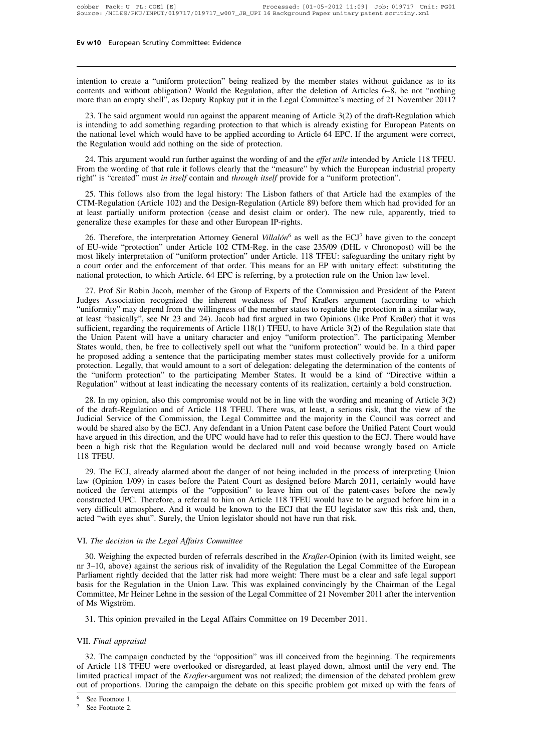intention to create a "uniform protection" being realized by the member states without guidance as to its contents and without obligation? Would the Regulation, after the deletion of Articles 6–8, be not "nothing more than an empty shell", as Deputy Rapkay put it in the Legal Committee's meeting of 21 November 2011?

23. The said argument would run against the apparent meaning of Article 3(2) of the draft-Regulation which is intending to add something regarding protection to that which is already existing for European Patents on the national level which would have to be applied according to Article 64 EPC. If the argument were correct, the Regulation would add nothing on the side of protection.

24. This argument would run further against the wording of and the *effet utile* intended by Article 118 TFEU. From the wording of that rule it follows clearly that the "measure" by which the European industrial property right" is "created" must *in itself* contain and *through itself* provide for a "uniform protection".

25. This follows also from the legal history: The Lisbon fathers of that Article had the examples of the CTM-Regulation (Article 102) and the Design-Regulation (Article 89) before them which had provided for an at least partially uniform protection (cease and desist claim or order). The new rule, apparently, tried to generalize these examples for these and other European IP-rights.

26. Therefore, the interpretation Attorney General *Villalón*[6] as well as the ECJ[7] have given to the concept of EU-wide "protection" under Article 102 CTM-Reg. in the case 235/09 (DHL v Chronopost) will be the most likely interpretation of "uniform protection" under Article. 118 TFEU: safeguarding the unitary right by a court order and the enforcement of that order. This means for an EP with unitary effect: substituting the national protection, to which Article. 64 EPC is referring, by a protection rule on the Union law level.

27. Prof Sir Robin Jacob, member of the Group of Experts of the Commission and President of the Patent Judges Association recognized the inherent weakness of Prof Kraßers argument (according to which "uniformity" may depend from the willingness of the member states to regulate the protection in a similar way, at least "basically", see Nr 23 and 24). Jacob had first argued in two Opinions (like Prof Kraßer) that it was sufficient, regarding the requirements of Article 118(1) TFEU, to have Article 3(2) of the Regulation state that the Union Patent will have a unitary character and enjoy "uniform protection". The participating Member States would, then, be free to collectively spell out what the "uniform protection" would be. In a third paper he proposed adding a sentence that the participating member states must collectively provide for a uniform protection. Legally, that would amount to a sort of delegation: delegating the determination of the contents of the "uniform protection" to the participating Member States. It would be a kind of "Directive within a Regulation" without at least indicating the necessary contents of its realization, certainly a bold construction.

28. In my opinion, also this compromise would not be in line with the wording and meaning of Article 3(2) of the draft-Regulation and of Article 118 TFEU. There was, at least, a serious risk, that the view of the Judicial Service of the Commission, the Legal Committee and the majority in the Council was correct and would be shared also by the ECJ. Any defendant in a Union Patent case before the Unified Patent Court would have argued in this direction, and the UPC would have had to refer this question to the ECJ. There would have been a high risk that the Regulation would be declared null and void because wrongly based on Article 118 TFEU.

29. The ECJ, already alarmed about the danger of not being included in the process of interpreting Union law (Opinion 1/09) in cases before the Patent Court as designed before March 2011, certainly would have noticed the fervent attempts of the "opposition" to leave him out of the patent-cases before the newly constructed UPC. Therefore, a referral to him on Article 118 TFEU would have to be argued before him in a very difficult atmosphere. And it would be known to the ECJ that the EU legislator saw this risk and, then, acted "with eyes shut". Surely, the Union legislator should not have run that risk.

## VI. *The decision in the Legal Affairs Committee*

30. Weighing the expected burden of referrals described in the *Kraßer*-Opinion (with its limited weight, see nr 3–10, above) against the serious risk of invalidity of the Regulation the Legal Committee of the European Parliament rightly decided that the latter risk had more weight: There must be a clear and safe legal support basis for the Regulation in the Union Law. This was explained convincingly by the Chairman of the Legal Committee, Mr Heiner Lehne in the session of the Legal Committee of 21 November 2011 after the intervention of Ms Wigström.

31. This opinion prevailed in the Legal Affairs Committee on 19 December 2011.

## VII. *Final appraisal*

32. The campaign conducted by the "opposition" was ill conceived from the beginning. The requirements of Article 118 TFEU were overlooked or disregarded, at least played down, almost until the very end. The limited practical impact of the *Kraßer*-argument was not realized; the dimension of the debated problem grew out of proportions. During the campaign the debate on this specific problem got mixed up with the fears of

[6] See Footnote 1.

[7] See Footnote 2.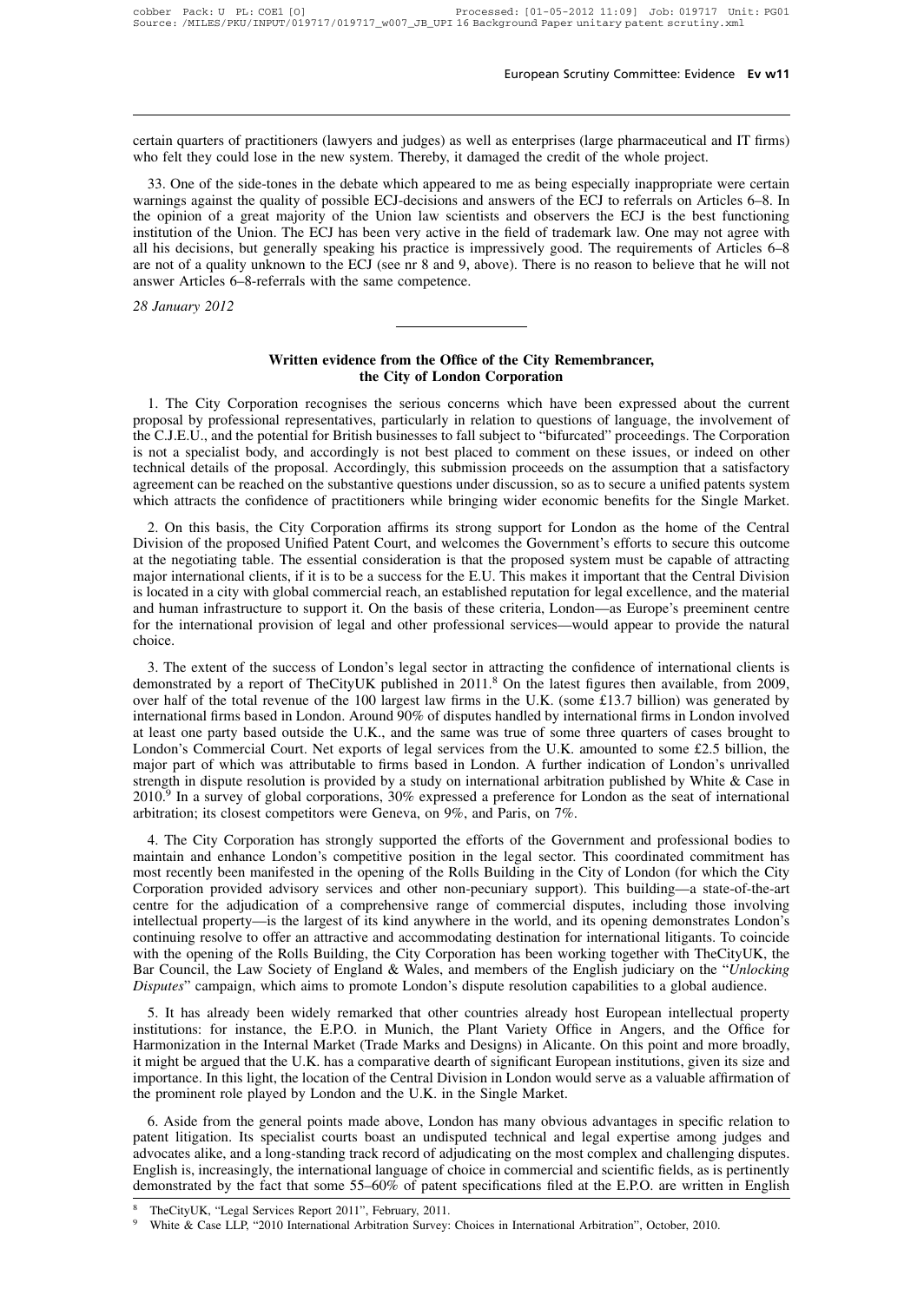certain quarters of practitioners (lawyers and judges) as well as enterprises (large pharmaceutical and IT firms) who felt they could lose in the new system. Thereby, it damaged the credit of the whole project.

33. One of the side-tones in the debate which appeared to me as being especially inappropriate were certain warnings against the quality of possible ECJ-decisions and answers of the ECJ to referrals on Articles 6–8. In the opinion of a great majority of the Union law scientists and observers the ECJ is the best functioning institution of the Union. The ECJ has been very active in the field of trademark law. One may not agree with all his decisions, but generally speaking his practice is impressively good. The requirements of Articles 6–8 are not of a quality unknown to the ECJ (see nr 8 and 9, above). There is no reason to believe that he will not answer Articles 6–8-referrals with the same competence.

*28 January 2012*

---

## Written evidence from the Office of the City Remembrancer, the City of London Corporation

1. The City Corporation recognises the serious concerns which have been expressed about the current proposal by professional representatives, particularly in relation to questions of language, the involvement of the C.J.E.U., and the potential for British businesses to fall subject to "bifurcated" proceedings. The Corporation is not a specialist body, and accordingly is not best placed to comment on these issues, or indeed on other technical details of the proposal. Accordingly, this submission proceeds on the assumption that a satisfactory agreement can be reached on the substantive questions under discussion, so as to secure a unified patents system which attracts the confidence of practitioners while bringing wider economic benefits for the Single Market.

2. On this basis, the City Corporation affirms its strong support for London as the home of the Central Division of the proposed Unified Patent Court, and welcomes the Government's efforts to secure this outcome at the negotiating table. The essential consideration is that the proposed system must be capable of attracting major international clients, if it is to be a success for the E.U. This makes it important that the Central Division is located in a city with global commercial reach, an established reputation for legal excellence, and the material and human infrastructure to support it. On the basis of these criteria, London—as Europe's preeminent centre for the international provision of legal and other professional services—would appear to provide the natural choice.

3. The extent of the success of London's legal sector in attracting the confidence of international clients is demonstrated by a report of TheCityUK published in 2011.[8] On the latest figures then available, from 2009, over half of the total revenue of the 100 largest law firms in the U.K. (some £13.7 billion) was generated by international firms based in London. Around 90% of disputes handled by international firms in London involved at least one party based outside the U.K., and the same was true of some three quarters of cases brought to London's Commercial Court. Net exports of legal services from the U.K. amounted to some £2.5 billion, the major part of which was attributable to firms based in London. A further indication of London's unrivalled strength in dispute resolution is provided by a study on international arbitration published by White & Case in 2010.[9] In a survey of global corporations, 30% expressed a preference for London as the seat of international arbitration; its closest competitors were Geneva, on 9%, and Paris, on 7%.

4. The City Corporation has strongly supported the efforts of the Government and professional bodies to maintain and enhance London's competitive position in the legal sector. This coordinated commitment has most recently been manifested in the opening of the Rolls Building in the City of London (for which the City Corporation provided advisory services and other non-pecuniary support). This building—a state-of-the-art centre for the adjudication of a comprehensive range of commercial disputes, including those involving intellectual property—is the largest of its kind anywhere in the world, and its opening demonstrates London's continuing resolve to offer an attractive and accommodating destination for international litigants. To coincide with the opening of the Rolls Building, the City Corporation has been working together with TheCityUK, the Bar Council, the Law Society of England & Wales, and members of the English judiciary on the "*Unlocking Disputes*" campaign, which aims to promote London's dispute resolution capabilities to a global audience.

5. It has already been widely remarked that other countries already host European intellectual property institutions: for instance, the E.P.O. in Munich, the Plant Variety Office in Angers, and the Office for Harmonization in the Internal Market (Trade Marks and Designs) in Alicante. On this point and more broadly, it might be argued that the U.K. has a comparative dearth of significant European institutions, given its size and importance. In this light, the location of the Central Division in London would serve as a valuable affirmation of the prominent role played by London and the U.K. in the Single Market.

6. Aside from the general points made above, London has many obvious advantages in specific relation to patent litigation. Its specialist courts boast an undisputed technical and legal expertise among judges and advocates alike, and a long-standing track record of adjudicating on the most complex and challenging disputes. English is, increasingly, the international language of choice in commercial and scientific fields, as is pertinently demonstrated by the fact that some 55–60% of patent specifications filed at the E.P.O. are written in English

[8] TheCityUK, "Legal Services Report 2011", February, 2011.

[9] White & Case LLP, "2010 International Arbitration Survey: Choices in International Arbitration", October, 2010.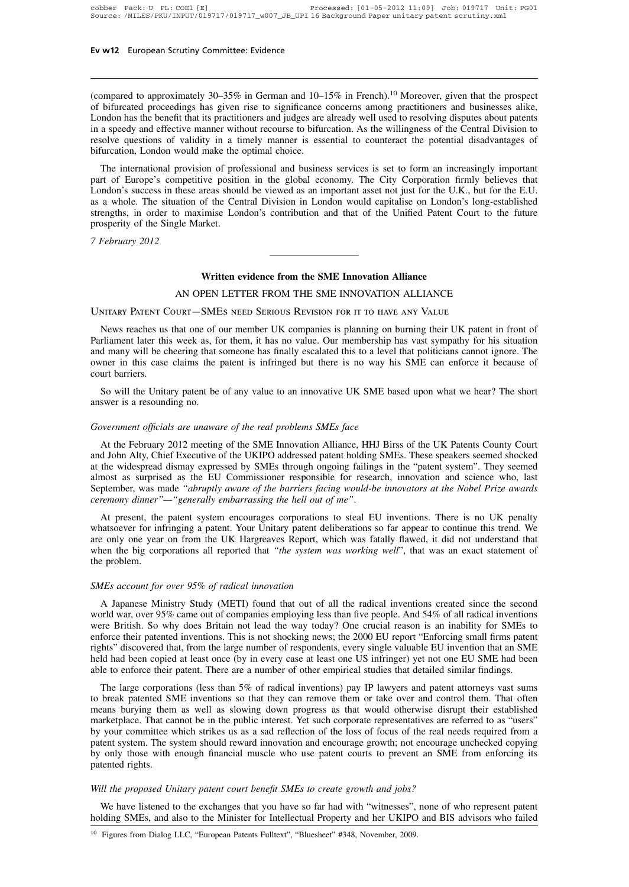(compared to approximately 30–35% in German and 10–15% in French).[10] Moreover, given that the prospect of bifurcated proceedings has given rise to significance concerns among practitioners and businesses alike, London has the benefit that its practitioners and judges are already well used to resolving disputes about patents in a speedy and effective manner without recourse to bifurcation. As the willingness of the Central Division to resolve questions of validity in a timely manner is essential to counteract the potential disadvantages of bifurcation, London would make the optimal choice.

The international provision of professional and business services is set to form an increasingly important part of Europe's competitive position in the global economy. The City Corporation firmly believes that London's success in these areas should be viewed as an important asset not just for the U.K., but for the E.U. as a whole. The situation of the Central Division in London would capitalise on London's long-established strengths, in order to maximise London's contribution and that of the Unified Patent Court to the future prosperity of the Single Market.

*7 February 2012*

---

## Written evidence from the SME Innovation Alliance

AN OPEN LETTER FROM THE SME INNOVATION ALLIANCE

UNITARY PATENT COURT—SMES NEED SERIOUS REVISION FOR IT TO HAVE ANY VALUE

News reaches us that one of our member UK companies is planning on burning their UK patent in front of Parliament later this week as, for them, it has no value. Our membership has vast sympathy for his situation and many will be cheering that someone has finally escalated this to a level that politicians cannot ignore. The owner in this case claims the patent is infringed but there is no way his SME can enforce it because of court barriers.

So will the Unitary patent be of any value to an innovative UK SME based upon what we hear? The short answer is a resounding no.

### *Government officials are unaware of the real problems SMEs face*

At the February 2012 meeting of the SME Innovation Alliance, HHJ Birss of the UK Patents County Court and John Alty, Chief Executive of the UKIPO addressed patent holding SMEs. These speakers seemed shocked at the widespread dismay expressed by SMEs through ongoing failings in the "patent system". They seemed almost as surprised as the EU Commissioner responsible for research, innovation and science who, last September, was made *"abruptly aware of the barriers facing would-be innovators at the Nobel Prize awards ceremony dinner"—"generally embarrassing the hell out of me"*.

At present, the patent system encourages corporations to steal EU inventions. There is no UK penalty whatsoever for infringing a patent. Your Unitary patent deliberations so far appear to continue this trend. We are only one year on from the UK Hargreaves Report, which was fatally flawed, it did not understand that when the big corporations all reported that *"the system was working well"*, that was an exact statement of the problem.

### *SMEs account for over 95% of radical innovation*

A Japanese Ministry Study (METI) found that out of all the radical inventions created since the second world war, over 95% came out of companies employing less than five people. And 54% of all radical inventions were British. So why does Britain not lead the way today? One crucial reason is an inability for SMEs to enforce their patented inventions. This is not shocking news; the 2000 EU report "Enforcing small firms patent rights" discovered that, from the large number of respondents, every single valuable EU invention that an SME held had been copied at least once (by in every case at least one US infringer) yet not one EU SME had been able to enforce their patent. There are a number of other empirical studies that detailed similar findings.

The large corporations (less than 5% of radical inventions) pay IP lawyers and patent attorneys vast sums to break patented SME inventions so that they can remove them or take over and control them. That often means burying them as well as slowing down progress as that would otherwise disrupt their established marketplace. That cannot be in the public interest. Yet such corporate representatives are referred to as "users" by your committee which strikes us as a sad reflection of the loss of focus of the real needs required from a patent system. The system should reward innovation and encourage growth; not encourage unchecked copying by only those with enough financial muscle who use patent courts to prevent an SME from enforcing its patented rights.

### *Will the proposed Unitary patent court benefit SMEs to create growth and jobs?*

We have listened to the exchanges that you have so far had with "witnesses", none of who represent patent holding SMEs, and also to the Minister for Intellectual Property and her UKIPO and BIS advisors who failed

[10] Figures from Dialog LLC, "European Patents Fulltext", "Bluesheet" #348, November, 2009.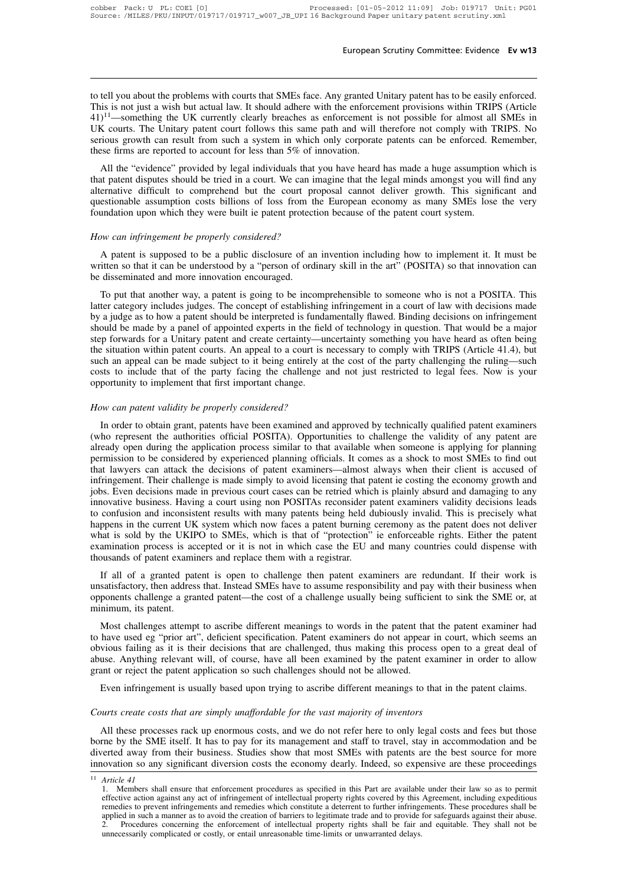to tell you about the problems with courts that SMEs face. Any granted Unitary patent has to be easily enforced. This is not just a wish but actual law. It should adhere with the enforcement provisions within TRIPS (Article 41)[11]—something the UK currently clearly breaches as enforcement is not possible for almost all SMEs in UK courts. The Unitary patent court follows this same path and will therefore not comply with TRIPS. No serious growth can result from such a system in which only corporate patents can be enforced. Remember, these firms are reported to account for less than 5% of innovation.

All the "evidence" provided by legal individuals that you have heard has made a huge assumption which is that patent disputes should be tried in a court. We can imagine that the legal minds amongst you will find any alternative difficult to comprehend but the court proposal cannot deliver growth. This significant and questionable assumption costs billions of loss from the European economy as many SMEs lose the very foundation upon which they were built ie patent protection because of the patent court system.

*How can infringement be properly considered?*

A patent is supposed to be a public disclosure of an invention including how to implement it. It must be written so that it can be understood by a "person of ordinary skill in the art" (POSITA) so that innovation can be disseminated and more innovation encouraged.

To put that another way, a patent is going to be incomprehensible to someone who is not a POSITA. This latter category includes judges. The concept of establishing infringement in a court of law with decisions made by a judge as to how a patent should be interpreted is fundamentally flawed. Binding decisions on infringement should be made by a panel of appointed experts in the field of technology in question. That would be a major step forwards for a Unitary patent and create certainty—uncertainty something you have heard as often being the situation within patent courts. An appeal to a court is necessary to comply with TRIPS (Article 41.4), but such an appeal can be made subject to it being entirely at the cost of the party challenging the ruling—such costs to include that of the party facing the challenge and not just restricted to legal fees. Now is your opportunity to implement that first important change.

*How can patent validity be properly considered?*

In order to obtain grant, patents have been examined and approved by technically qualified patent examiners (who represent the authorities official POSITA). Opportunities to challenge the validity of any patent are already open during the application process similar to that available when someone is applying for planning permission to be considered by experienced planning officials. It comes as a shock to most SMEs to find out that lawyers can attack the decisions of patent examiners—almost always when their client is accused of infringement. Their challenge is made simply to avoid licensing that patent ie costing the economy growth and jobs. Even decisions made in previous court cases can be retried which is plainly absurd and damaging to any innovative business. Having a court using non POSITAs reconsider patent examiners validity decisions leads to confusion and inconsistent results with many patents being held dubiously invalid. This is precisely what happens in the current UK system which now faces a patent burning ceremony as the patent does not deliver what is sold by the UKIPO to SMEs, which is that of "protection" ie enforceable rights. Either the patent examination process is accepted or it is not in which case the EU and many countries could dispense with thousands of patent examiners and replace them with a registrar.

If all of a granted patent is open to challenge then patent examiners are redundant. If their work is unsatisfactory, then address that. Instead SMEs have to assume responsibility and pay with their business when opponents challenge a granted patent—the cost of a challenge usually being sufficient to sink the SME or, at minimum, its patent.

Most challenges attempt to ascribe different meanings to words in the patent that the patent examiner had to have used eg "prior art", deficient specification. Patent examiners do not appear in court, which seems an obvious failing as it is their decisions that are challenged, thus making this process open to a great deal of abuse. Anything relevant will, of course, have all been examined by the patent examiner in order to allow grant or reject the patent application so such challenges should not be allowed.

Even infringement is usually based upon trying to ascribe different meanings to that in the patent claims.

*Courts create costs that are simply unaffordable for the vast majority of inventors*

All these processes rack up enormous costs, and we do not refer here to only legal costs and fees but those borne by the SME itself. It has to pay for its management and staff to travel, stay in accommodation and be diverted away from their business. Studies show that most SMEs with patents are the best source for more innovation so any significant diversion costs the economy dearly. Indeed, so expensive are these proceedings

---

[11] *Article 41*

1. Members shall ensure that enforcement procedures as specified in this Part are available under their law so as to permit effective action against any act of infringement of intellectual property rights covered by this Agreement, including expeditious remedies to prevent infringements and remedies which constitute a deterrent to further infringements. These procedures shall be applied in such a manner as to avoid the creation of barriers to legitimate trade and to provide for safeguards against their abuse.
2. Procedures concerning the enforcement of intellectual property rights shall be fair and equitable. They shall not be unnecessarily complicated or costly, or entail unreasonable time-limits or unwarranted delays.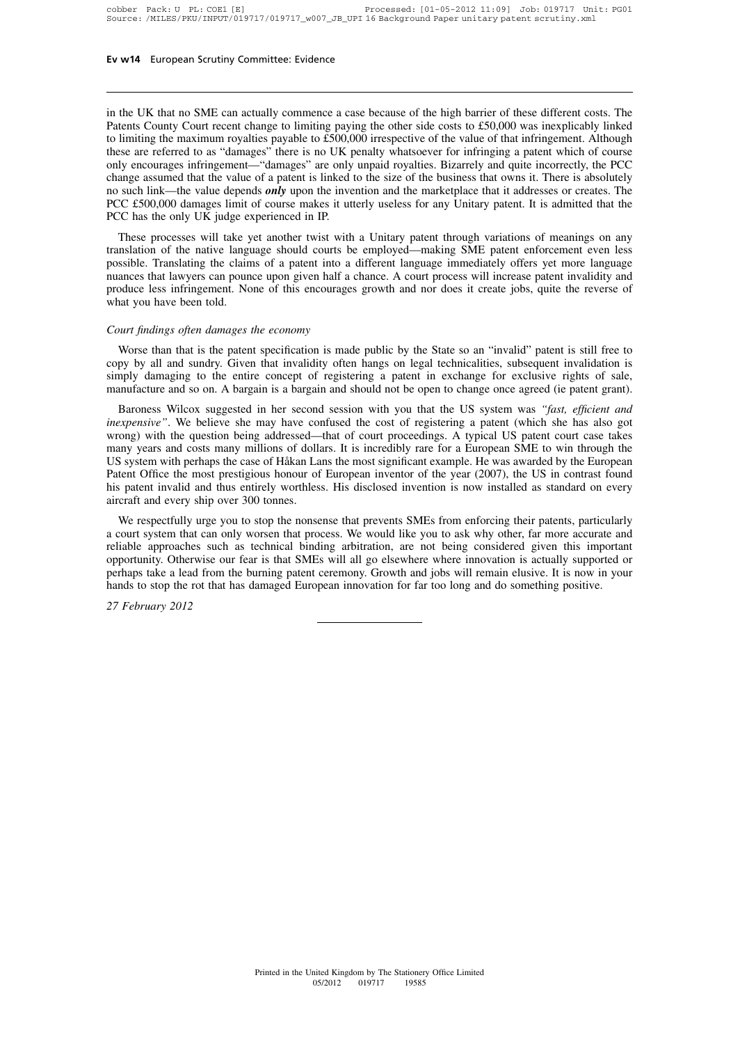in the UK that no SME can actually commence a case because of the high barrier of these different costs. The Patents County Court recent change to limiting paying the other side costs to £50,000 was inexplicably linked to limiting the maximum royalties payable to £500,000 irrespective of the value of that infringement. Although these are referred to as "damages" there is no UK penalty whatsoever for infringing a patent which of course only encourages infringement—"damages" are only unpaid royalties. Bizarrely and quite incorrectly, the PCC change assumed that the value of a patent is linked to the size of the business that owns it. There is absolutely no such link—the value depends ***only*** upon the invention and the marketplace that it addresses or creates. The PCC £500,000 damages limit of course makes it utterly useless for any Unitary patent. It is admitted that the PCC has the only UK judge experienced in IP.

These processes will take yet another twist with a Unitary patent through variations of meanings on any translation of the native language should courts be employed—making SME patent enforcement even less possible. Translating the claims of a patent into a different language immediately offers yet more language nuances that lawyers can pounce upon given half a chance. A court process will increase patent invalidity and produce less infringement. None of this encourages growth and nor does it create jobs, quite the reverse of what you have been told.

*Court findings often damages the economy*

Worse than that is the patent specification is made public by the State so an "invalid" patent is still free to copy by all and sundry. Given that invalidity often hangs on legal technicalities, subsequent invalidation is simply damaging to the entire concept of registering a patent in exchange for exclusive rights of sale, manufacture and so on. A bargain is a bargain and should not be open to change once agreed (ie patent grant).

Baroness Wilcox suggested in her second session with you that the US system was *"fast, efficient and inexpensive"*. We believe she may have confused the cost of registering a patent (which she has also got wrong) with the question being addressed—that of court proceedings. A typical US patent court case takes many years and costs many millions of dollars. It is incredibly rare for a European SME to win through the US system with perhaps the case of Håkan Lans the most significant example. He was awarded by the European Patent Office the most prestigious honour of European inventor of the year (2007), the US in contrast found his patent invalid and thus entirely worthless. His disclosed invention is now installed as standard on every aircraft and every ship over 300 tonnes.

We respectfully urge you to stop the nonsense that prevents SMEs from enforcing their patents, particularly a court system that can only worsen that process. We would like you to ask why other, far more accurate and reliable approaches such as technical binding arbitration, are not being considered given this important opportunity. Otherwise our fear is that SMEs will all go elsewhere where innovation is actually supported or perhaps take a lead from the burning patent ceremony. Growth and jobs will remain elusive. It is now in your hands to stop the rot that has damaged European innovation for far too long and do something positive.

*27 February 2012*